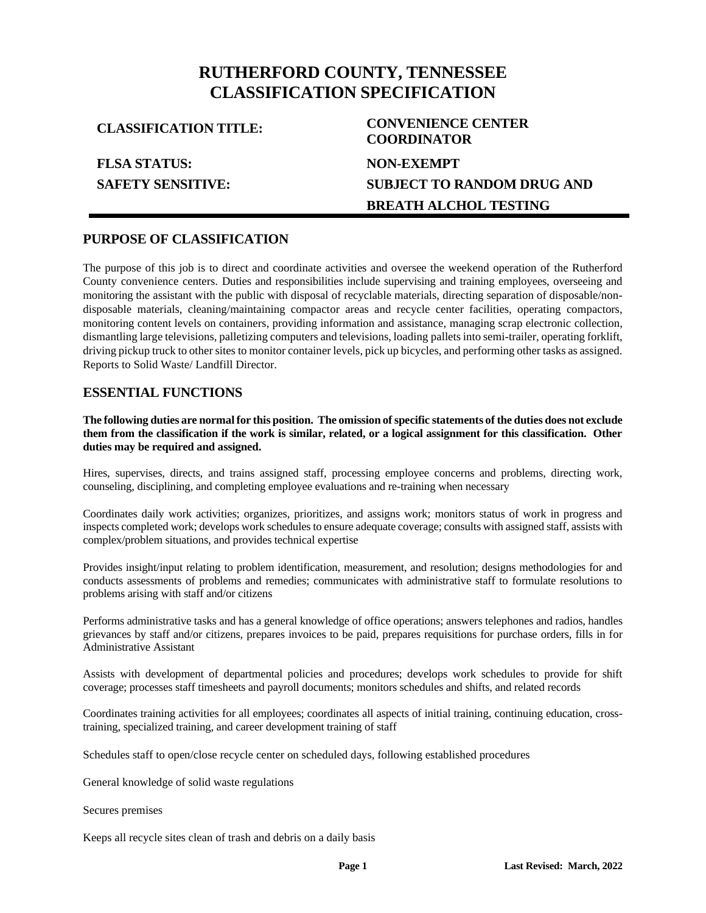# RUTHERFORD COUNTY, TENNESSEE
# CLASSIFICATION SPECIFICATION

| | |
|---|---|
| **CLASSIFICATION TITLE:** | **CONVENIENCE CENTER COORDINATOR** |
| **FLSA STATUS:** | **NON-EXEMPT** |
| **SAFETY SENSITIVE:** | **SUBJECT TO RANDOM DRUG AND BREATH ALCHOL TESTING** |

## PURPOSE OF CLASSIFICATION

The purpose of this job is to direct and coordinate activities and oversee the weekend operation of the Rutherford County convenience centers. Duties and responsibilities include supervising and training employees, overseeing and monitoring the assistant with the public with disposal of recyclable materials, directing separation of disposable/non-disposable materials, cleaning/maintaining compactor areas and recycle center facilities, operating compactors, monitoring content levels on containers, providing information and assistance, managing scrap electronic collection, dismantling large televisions, palletizing computers and televisions, loading pallets into semi-trailer, operating forklift, driving pickup truck to other sites to monitor container levels, pick up bicycles, and performing other tasks as assigned. Reports to Solid Waste/ Landfill Director.

## ESSENTIAL FUNCTIONS

**The following duties are normal for this position. The omission of specific statements of the duties does not exclude them from the classification if the work is similar, related, or a logical assignment for this classification. Other duties may be required and assigned.**

Hires, supervises, directs, and trains assigned staff, processing employee concerns and problems, directing work, counseling, disciplining, and completing employee evaluations and re-training when necessary

Coordinates daily work activities; organizes, prioritizes, and assigns work; monitors status of work in progress and inspects completed work; develops work schedules to ensure adequate coverage; consults with assigned staff, assists with complex/problem situations, and provides technical expertise

Provides insight/input relating to problem identification, measurement, and resolution; designs methodologies for and conducts assessments of problems and remedies; communicates with administrative staff to formulate resolutions to problems arising with staff and/or citizens

Performs administrative tasks and has a general knowledge of office operations; answers telephones and radios, handles grievances by staff and/or citizens, prepares invoices to be paid, prepares requisitions for purchase orders, fills in for Administrative Assistant

Assists with development of departmental policies and procedures; develops work schedules to provide for shift coverage; processes staff timesheets and payroll documents; monitors schedules and shifts, and related records

Coordinates training activities for all employees; coordinates all aspects of initial training, continuing education, cross-training, specialized training, and career development training of staff

Schedules staff to open/close recycle center on scheduled days, following established procedures

General knowledge of solid waste regulations

Secures premises

Keeps all recycle sites clean of trash and debris on a daily basis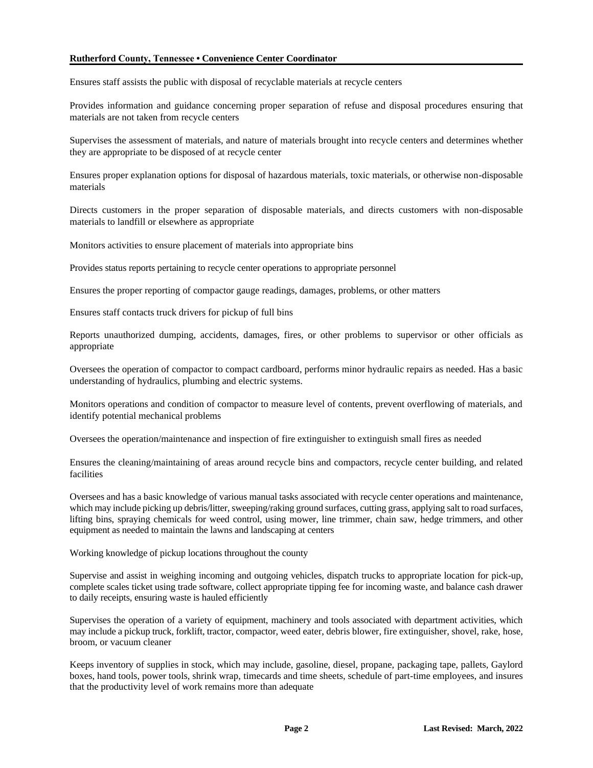Ensures staff assists the public with disposal of recyclable materials at recycle centers

Provides information and guidance concerning proper separation of refuse and disposal procedures ensuring that materials are not taken from recycle centers

Supervises the assessment of materials, and nature of materials brought into recycle centers and determines whether they are appropriate to be disposed of at recycle center

Ensures proper explanation options for disposal of hazardous materials, toxic materials, or otherwise non-disposable materials

Directs customers in the proper separation of disposable materials, and directs customers with non-disposable materials to landfill or elsewhere as appropriate

Monitors activities to ensure placement of materials into appropriate bins

Provides status reports pertaining to recycle center operations to appropriate personnel

Ensures the proper reporting of compactor gauge readings, damages, problems, or other matters

Ensures staff contacts truck drivers for pickup of full bins

Reports unauthorized dumping, accidents, damages, fires, or other problems to supervisor or other officials as appropriate

Oversees the operation of compactor to compact cardboard, performs minor hydraulic repairs as needed. Has a basic understanding of hydraulics, plumbing and electric systems.

Monitors operations and condition of compactor to measure level of contents, prevent overflowing of materials, and identify potential mechanical problems

Oversees the operation/maintenance and inspection of fire extinguisher to extinguish small fires as needed

Ensures the cleaning/maintaining of areas around recycle bins and compactors, recycle center building, and related facilities

Oversees and has a basic knowledge of various manual tasks associated with recycle center operations and maintenance, which may include picking up debris/litter, sweeping/raking ground surfaces, cutting grass, applying salt to road surfaces, lifting bins, spraying chemicals for weed control, using mower, line trimmer, chain saw, hedge trimmers, and other equipment as needed to maintain the lawns and landscaping at centers

Working knowledge of pickup locations throughout the county

Supervise and assist in weighing incoming and outgoing vehicles, dispatch trucks to appropriate location for pick-up, complete scales ticket using trade software, collect appropriate tipping fee for incoming waste, and balance cash drawer to daily receipts, ensuring waste is hauled efficiently

Supervises the operation of a variety of equipment, machinery and tools associated with department activities, which may include a pickup truck, forklift, tractor, compactor, weed eater, debris blower, fire extinguisher, shovel, rake, hose, broom, or vacuum cleaner

Keeps inventory of supplies in stock, which may include, gasoline, diesel, propane, packaging tape, pallets, Gaylord boxes, hand tools, power tools, shrink wrap, timecards and time sheets, schedule of part-time employees, and insures that the productivity level of work remains more than adequate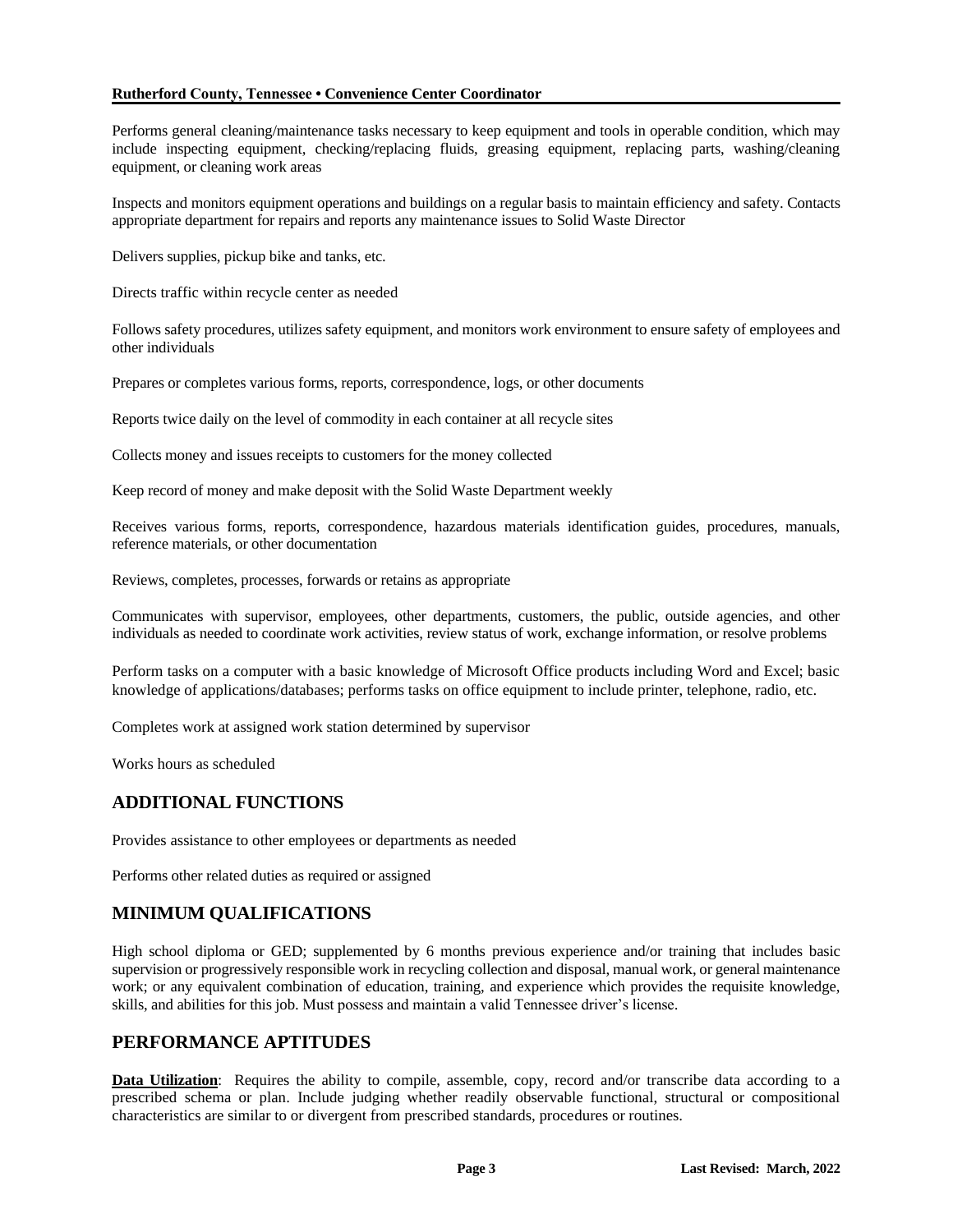Performs general cleaning/maintenance tasks necessary to keep equipment and tools in operable condition, which may include inspecting equipment, checking/replacing fluids, greasing equipment, replacing parts, washing/cleaning equipment, or cleaning work areas

Inspects and monitors equipment operations and buildings on a regular basis to maintain efficiency and safety. Contacts appropriate department for repairs and reports any maintenance issues to Solid Waste Director

Delivers supplies, pickup bike and tanks, etc.

Directs traffic within recycle center as needed

Follows safety procedures, utilizes safety equipment, and monitors work environment to ensure safety of employees and other individuals

Prepares or completes various forms, reports, correspondence, logs, or other documents

Reports twice daily on the level of commodity in each container at all recycle sites

Collects money and issues receipts to customers for the money collected

Keep record of money and make deposit with the Solid Waste Department weekly

Receives various forms, reports, correspondence, hazardous materials identification guides, procedures, manuals, reference materials, or other documentation

Reviews, completes, processes, forwards or retains as appropriate

Communicates with supervisor, employees, other departments, customers, the public, outside agencies, and other individuals as needed to coordinate work activities, review status of work, exchange information, or resolve problems

Perform tasks on a computer with a basic knowledge of Microsoft Office products including Word and Excel; basic knowledge of applications/databases; performs tasks on office equipment to include printer, telephone, radio, etc.

Completes work at assigned work station determined by supervisor

Works hours as scheduled

## ADDITIONAL FUNCTIONS

Provides assistance to other employees or departments as needed

Performs other related duties as required or assigned

## MINIMUM QUALIFICATIONS

High school diploma or GED; supplemented by 6 months previous experience and/or training that includes basic supervision or progressively responsible work in recycling collection and disposal, manual work, or general maintenance work; or any equivalent combination of education, training, and experience which provides the requisite knowledge, skills, and abilities for this job. Must possess and maintain a valid Tennessee driver's license.

## PERFORMANCE APTITUDES

**Data Utilization**: Requires the ability to compile, assemble, copy, record and/or transcribe data according to a prescribed schema or plan. Include judging whether readily observable functional, structural or compositional characteristics are similar to or divergent from prescribed standards, procedures or routines.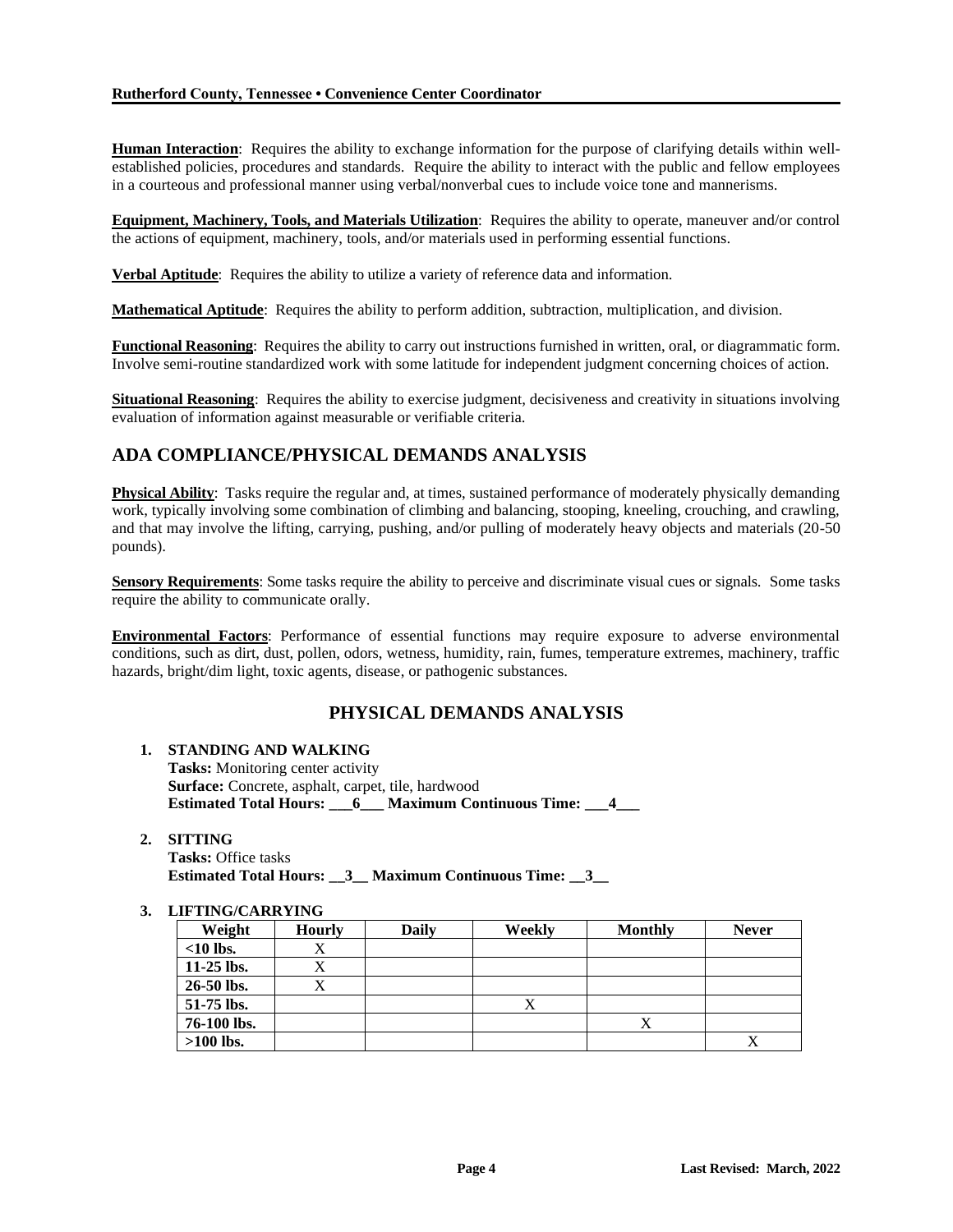**Human Interaction**: Requires the ability to exchange information for the purpose of clarifying details within well-established policies, procedures and standards. Require the ability to interact with the public and fellow employees in a courteous and professional manner using verbal/nonverbal cues to include voice tone and mannerisms.

**Equipment, Machinery, Tools, and Materials Utilization**: Requires the ability to operate, maneuver and/or control the actions of equipment, machinery, tools, and/or materials used in performing essential functions.

**Verbal Aptitude**: Requires the ability to utilize a variety of reference data and information.

**Mathematical Aptitude**: Requires the ability to perform addition, subtraction, multiplication, and division.

**Functional Reasoning**: Requires the ability to carry out instructions furnished in written, oral, or diagrammatic form. Involve semi-routine standardized work with some latitude for independent judgment concerning choices of action.

**Situational Reasoning**: Requires the ability to exercise judgment, decisiveness and creativity in situations involving evaluation of information against measurable or verifiable criteria.

## ADA COMPLIANCE/PHYSICAL DEMANDS ANALYSIS

**Physical Ability**: Tasks require the regular and, at times, sustained performance of moderately physically demanding work, typically involving some combination of climbing and balancing, stooping, kneeling, crouching, and crawling, and that may involve the lifting, carrying, pushing, and/or pulling of moderately heavy objects and materials (20-50 pounds).

**Sensory Requirements**: Some tasks require the ability to perceive and discriminate visual cues or signals. Some tasks require the ability to communicate orally.

**Environmental Factors**: Performance of essential functions may require exposure to adverse environmental conditions, such as dirt, dust, pollen, odors, wetness, humidity, rain, fumes, temperature extremes, machinery, traffic hazards, bright/dim light, toxic agents, disease, or pathogenic substances.

## PHYSICAL DEMANDS ANALYSIS

1. **STANDING AND WALKING**
   **Tasks:** Monitoring center activity
   **Surface:** Concrete, asphalt, carpet, tile, hardwood
   **Estimated Total Hours: \_\_\_6\_\_\_ Maximum Continuous Time: \_\_\_4\_\_\_**

2. **SITTING**
   **Tasks:** Office tasks
   **Estimated Total Hours: \_\_3\_\_ Maximum Continuous Time: \_\_3\_\_**

3. **LIFTING/CARRYING**

| Weight | Hourly | Daily | Weekly | Monthly | Never |
|---|---|---|---|---|---|
| **<10 lbs.** | X | | | | |
| **11-25 lbs.** | X | | | | |
| **26-50 lbs.** | X | | | | |
| **51-75 lbs.** | | | X | | |
| **76-100 lbs.** | | | | X | |
| **>100 lbs.** | | | | | X |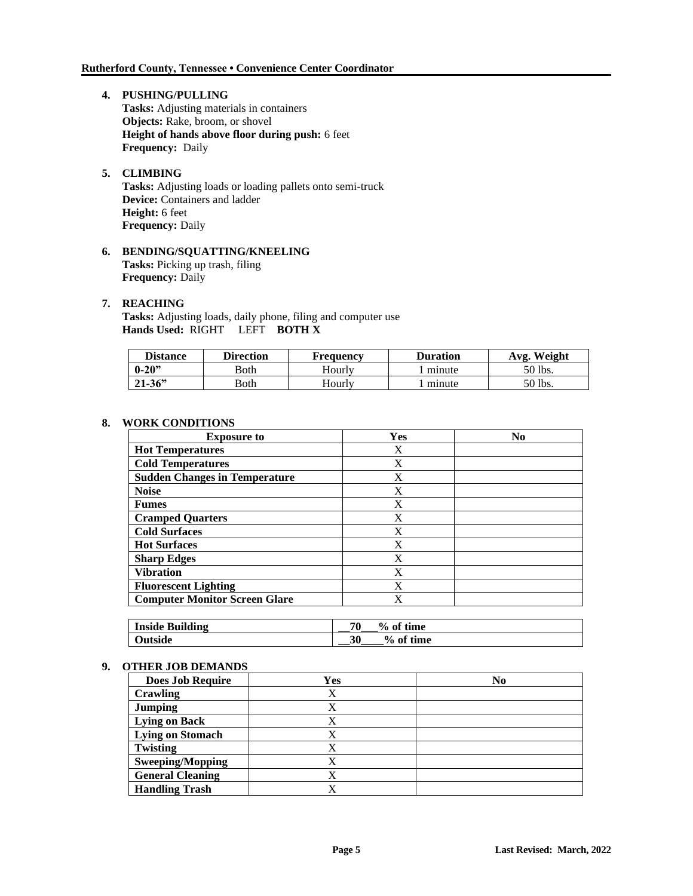4. **PUSHING/PULLING**
   **Tasks:** Adjusting materials in containers
   **Objects:** Rake, broom, or shovel
   **Height of hands above floor during push:** 6 feet
   **Frequency:** Daily

5. **CLIMBING**
   **Tasks:** Adjusting loads or loading pallets onto semi-truck
   **Device:** Containers and ladder
   **Height:** 6 feet
   **Frequency:** Daily

6. **BENDING/SQUATTING/KNEELING**
   **Tasks:** Picking up trash, filing
   **Frequency:** Daily

7. **REACHING**
   **Tasks:** Adjusting loads, daily phone, filing and computer use
   **Hands Used:** RIGHT LEFT **BOTH X**

| Distance | Direction | Frequency | Duration | Avg. Weight |
|---|---|---|---|---|
| **0-20”** | Both | Hourly | 1 minute | 50 lbs. |
| **21-36”** | Both | Hourly | 1 minute | 50 lbs. |

8. **WORK CONDITIONS**

| Exposure to | Yes | No |
|---|---|---|
| **Hot Temperatures** | X | |
| **Cold Temperatures** | X | |
| **Sudden Changes in Temperature** | X | |
| **Noise** | X | |
| **Fumes** | X | |
| **Cramped Quarters** | X | |
| **Cold Surfaces** | X | |
| **Hot Surfaces** | X | |
| **Sharp Edges** | X | |
| **Vibration** | X | |
| **Fluorescent Lighting** | X | |
| **Computer Monitor Screen Glare** | X | |

| | |
|---|---|
| **Inside Building** | **__70___% of time** |
| **Outside** | **__30____% of time** |

9. **OTHER JOB DEMANDS**

| Does Job Require | Yes | No |
|---|---|---|
| **Crawling** | X | |
| **Jumping** | X | |
| **Lying on Back** | X | |
| **Lying on Stomach** | X | |
| **Twisting** | X | |
| **Sweeping/Mopping** | X | |
| **General Cleaning** | X | |
| **Handling Trash** | X | |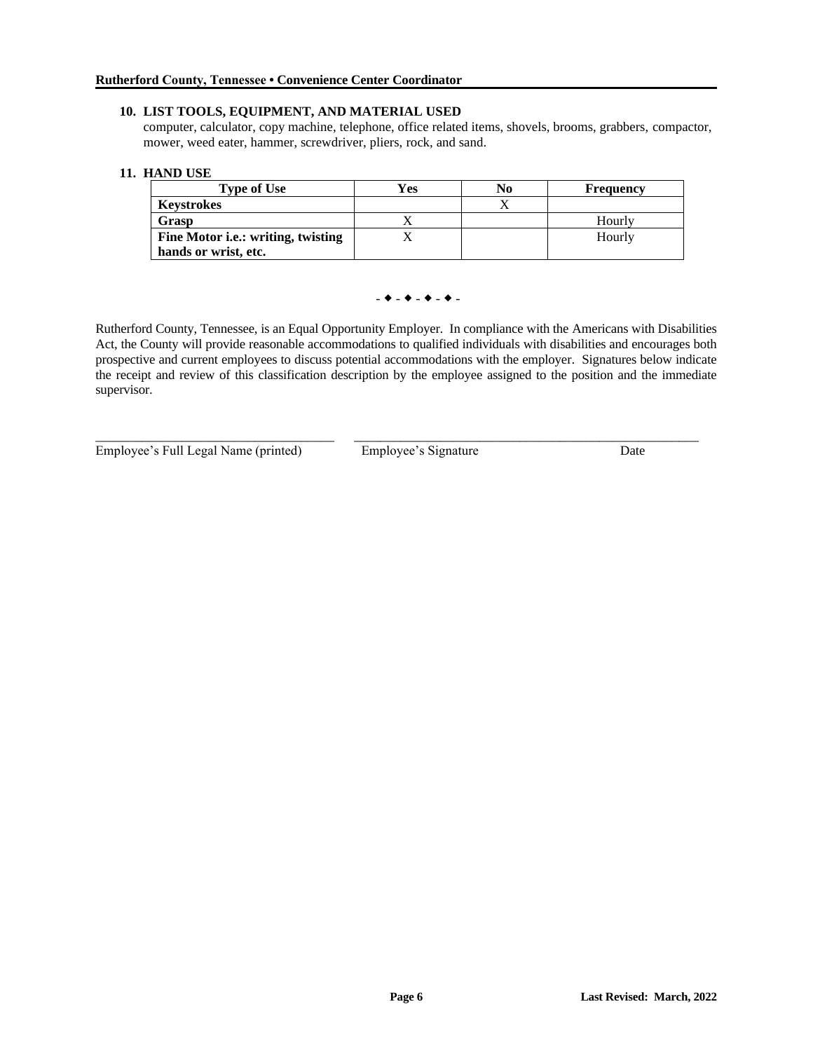**10. LIST TOOLS, EQUIPMENT, AND MATERIAL USED**

computer, calculator, copy machine, telephone, office related items, shovels, brooms, grabbers, compactor, mower, weed eater, hammer, screwdriver, pliers, rock, and sand.

**11. HAND USE**

| Type of Use | Yes | No | Frequency |
|---|---|---|---|
| **Keystrokes** | | X | |
| **Grasp** | X | | Hourly |
| **Fine Motor i.e.: writing, twisting hands or wrist, etc.** | X | | Hourly |

- ◆ - ◆ - ◆ - ◆ -

Rutherford County, Tennessee, is an Equal Opportunity Employer. In compliance with the Americans with Disabilities Act, the County will provide reasonable accommodations to qualified individuals with disabilities and encourages both prospective and current employees to discuss potential accommodations with the employer. Signatures below indicate the receipt and review of this classification description by the employee assigned to the position and the immediate supervisor.

\_\_\_\_\_\_\_\_\_\_\_\_\_\_\_\_\_\_\_\_\_\_\_\_\_\_\_\_\_\_\_\_\_\_\_\_ \_\_\_\_\_\_\_\_\_\_\_\_\_\_\_\_\_\_\_\_\_\_\_\_\_\_\_\_\_\_\_\_\_\_\_\_\_\_\_\_\_\_\_\_\_\_\_\_\_\_\_\_

Employee's Full Legal Name (printed) Employee's Signature Date